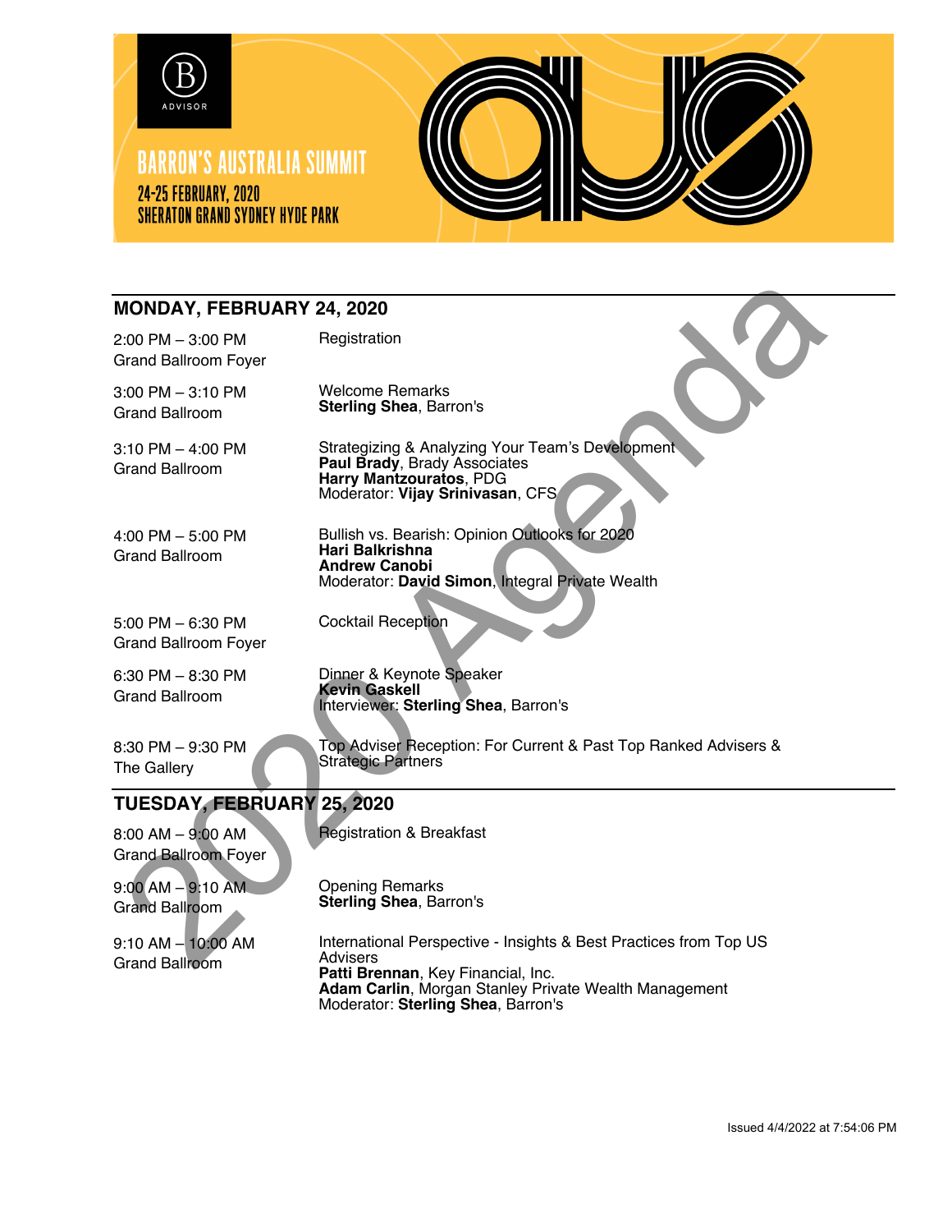BARRON'S AUSTRALIA SUMMIT
24-25 FEBRUARY, 2020
SHERATON GRAND SYDNEY HYDE PARK

## MONDAY, FEBRUARY 24, 2020

| | |
|---|---|
| 2:00 PM – 3:00 PM<br>Grand Ballroom Foyer | Registration |
| 3:00 PM – 3:10 PM<br>Grand Ballroom | Welcome Remarks<br>**Sterling Shea**, Barron's |
| 3:10 PM – 4:00 PM<br>Grand Ballroom | Strategizing & Analyzing Your Team's Development<br>**Paul Brady**, Brady Associates<br>**Harry Mantzouratos**, PDG<br>Moderator: **Vijay Srinivasan**, CFS |
| 4:00 PM – 5:00 PM<br>Grand Ballroom | Bullish vs. Bearish: Opinion Outlooks for 2020<br>**Hari Balkrishna**<br>**Andrew Canobi**<br>Moderator: **David Simon**, Integral Private Wealth |
| 5:00 PM – 6:30 PM<br>Grand Ballroom Foyer | Cocktail Reception |
| 6:30 PM – 8:30 PM<br>Grand Ballroom | Dinner & Keynote Speaker<br>**Kevin Gaskell**<br>Interviewer: **Sterling Shea**, Barron's |
| 8:30 PM – 9:30 PM<br>The Gallery | Top Adviser Reception: For Current & Past Top Ranked Advisers & Strategic Partners |

## TUESDAY, FEBRUARY 25, 2020

| | |
|---|---|
| 8:00 AM – 9:00 AM<br>Grand Ballroom Foyer | Registration & Breakfast |
| 9:00 AM – 9:10 AM<br>Grand Ballroom | Opening Remarks<br>**Sterling Shea**, Barron's |
| 9:10 AM – 10:00 AM<br>Grand Ballroom | International Perspective - Insights & Best Practices from Top US Advisers<br>**Patti Brennan**, Key Financial, Inc.<br>**Adam Carlin**, Morgan Stanley Private Wealth Management<br>Moderator: **Sterling Shea**, Barron's |

Issued 4/4/2022 at 7:54:06 PM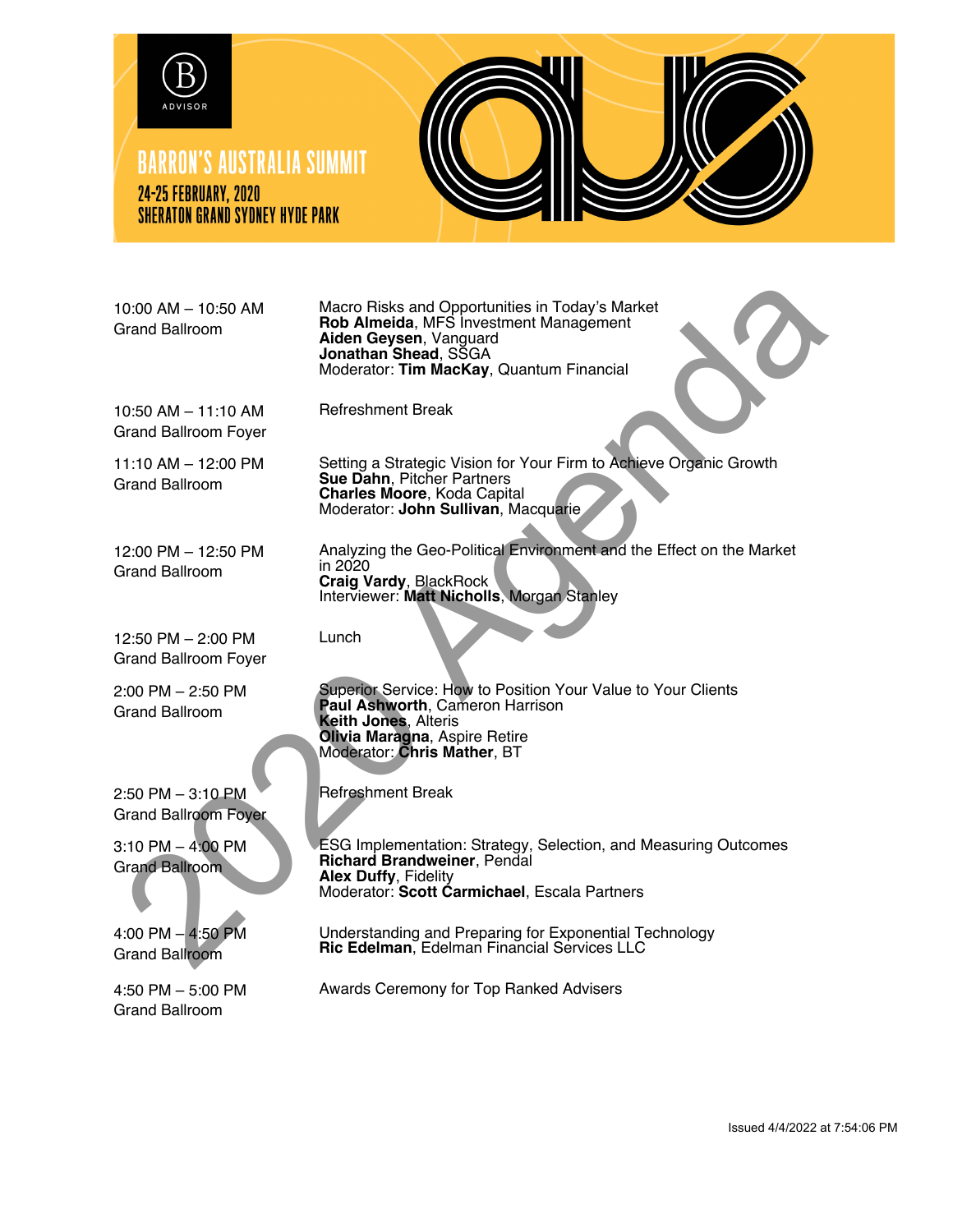# BARRON'S AUSTRALIA SUMMIT

24-25 FEBRUARY, 2020
SHERATON GRAND SYDNEY HYDE PARK

| Time / Location | Session |
|---|---|
| 10:00 AM – 10:50 AM<br>Grand Ballroom | Macro Risks and Opportunities in Today's Market<br>**Rob Almeida**, MFS Investment Management<br>**Aiden Geysen**, Vanguard<br>**Jonathan Shead**, SSGA<br>Moderator: **Tim MacKay**, Quantum Financial |
| 10:50 AM – 11:10 AM<br>Grand Ballroom Foyer | Refreshment Break |
| 11:10 AM – 12:00 PM<br>Grand Ballroom | Setting a Strategic Vision for Your Firm to Achieve Organic Growth<br>**Sue Dahn**, Pitcher Partners<br>**Charles Moore**, Koda Capital<br>Moderator: **John Sullivan**, Macquarie |
| 12:00 PM – 12:50 PM<br>Grand Ballroom | Analyzing the Geo-Political Environment and the Effect on the Market in 2020<br>**Craig Vardy**, BlackRock<br>Interviewer: **Matt Nicholls**, Morgan Stanley |
| 12:50 PM – 2:00 PM<br>Grand Ballroom Foyer | Lunch |
| 2:00 PM – 2:50 PM<br>Grand Ballroom | Superior Service: How to Position Your Value to Your Clients<br>**Paul Ashworth**, Cameron Harrison<br>**Keith Jones**, Alteris<br>**Olivia Maragna**, Aspire Retire<br>Moderator: **Chris Mather**, BT |
| 2:50 PM – 3:10 PM<br>Grand Ballroom Foyer | Refreshment Break |
| 3:10 PM – 4:00 PM<br>Grand Ballroom | ESG Implementation: Strategy, Selection, and Measuring Outcomes<br>**Richard Brandweiner**, Pendal<br>**Alex Duffy**, Fidelity<br>Moderator: **Scott Carmichael**, Escala Partners |
| 4:00 PM – 4:50 PM<br>Grand Ballroom | Understanding and Preparing for Exponential Technology<br>**Ric Edelman**, Edelman Financial Services LLC |
| 4:50 PM – 5:00 PM<br>Grand Ballroom | Awards Ceremony for Top Ranked Advisers |

2020 Agenda

Issued 4/4/2022 at 7:54:06 PM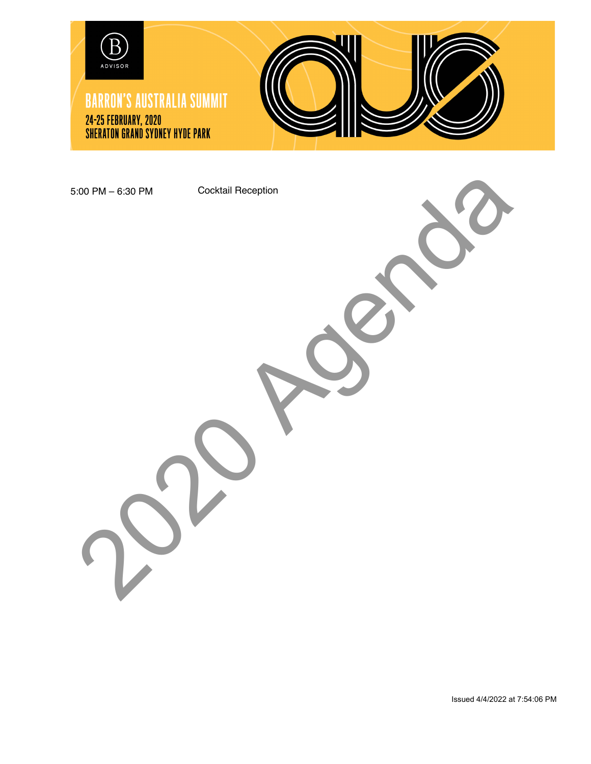**BARRON'S AUSTRALIA SUMMIT**

**24-25 FEBRUARY, 2020**

**SHERATON GRAND SYDNEY HYDE PARK**

| | |
|---|---|
| 5:00 PM – 6:30 PM | Cocktail Reception |

2020 Agenda

Issued 4/4/2022 at 7:54:06 PM